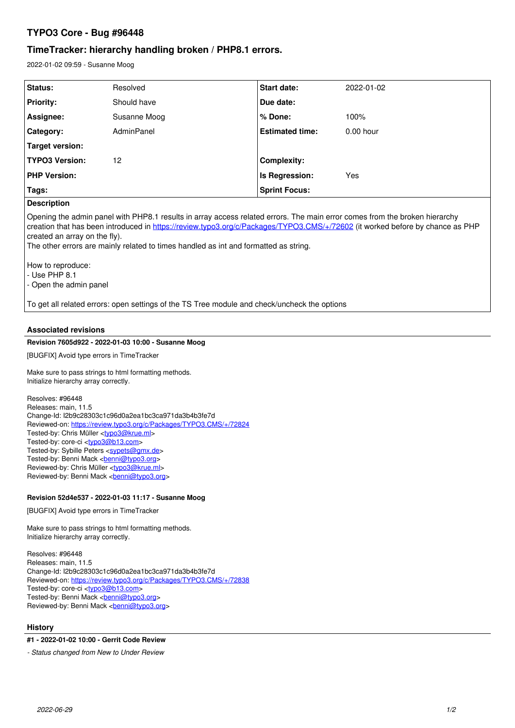# TYPO3 Core - Bug #96448

## TimeTracker: hierarchy handling broken / PHP8.1 errors.

2022-01-02 09:59 - Susanne Moog

| Status: | Resolved | Start date: | 2022-01-02 |
|---|---|---|---|
| Priority: | Should have | Due date: | |
| Assignee: | Susanne Moog | % Done: | 100% |
| Category: | AdminPanel | Estimated time: | 0.00 hour |
| Target version: | | | |
| TYPO3 Version: | 12 | Complexity: | |
| PHP Version: | | Is Regression: | Yes |
| Tags: | | Sprint Focus: | |

**Description**

Opening the admin panel with PHP8.1 results in array access related errors. The main error comes from the broken hierarchy creation that has been introduced in https://review.typo3.org/c/Packages/TYPO3.CMS/+/72602 (it worked before by chance as PHP created an array on the fly).
The other errors are mainly related to times handled as int and formatted as string.

How to reproduce:
- Use PHP 8.1
- Open the admin panel

To get all related errors: open settings of the TS Tree module and check/uncheck the options

### Associated revisions

**Revision 7605d922 - 2022-01-03 10:00 - Susanne Moog**

[BUGFIX] Avoid type errors in TimeTracker

Make sure to pass strings to html formatting methods.
Initialize hierarchy array correctly.

Resolves: #96448
Releases: main, 11.5
Change-Id: I2b9c28303c1c96d0a2ea1bc3ca971da3b4b3fe7d
Reviewed-on: https://review.typo3.org/c/Packages/TYPO3.CMS/+/72824
Tested-by: Chris Müller <typo3@krue.ml>
Tested-by: core-ci <typo3@b13.com>
Tested-by: Sybille Peters <sypets@gmx.de>
Tested-by: Benni Mack <benni@typo3.org>
Reviewed-by: Chris Müller <typo3@krue.ml>
Reviewed-by: Benni Mack <benni@typo3.org>

**Revision 52d4e537 - 2022-01-03 11:17 - Susanne Moog**

[BUGFIX] Avoid type errors in TimeTracker

Make sure to pass strings to html formatting methods.
Initialize hierarchy array correctly.

Resolves: #96448
Releases: main, 11.5
Change-Id: I2b9c28303c1c96d0a2ea1bc3ca971da3b4b3fe7d
Reviewed-on: https://review.typo3.org/c/Packages/TYPO3.CMS/+/72838
Tested-by: core-ci <typo3@b13.com>
Tested-by: Benni Mack <benni@typo3.org>
Reviewed-by: Benni Mack <benni@typo3.org>

### History

**#1 - 2022-01-02 10:00 - Gerrit Code Review**

*- Status changed from New to Under Review*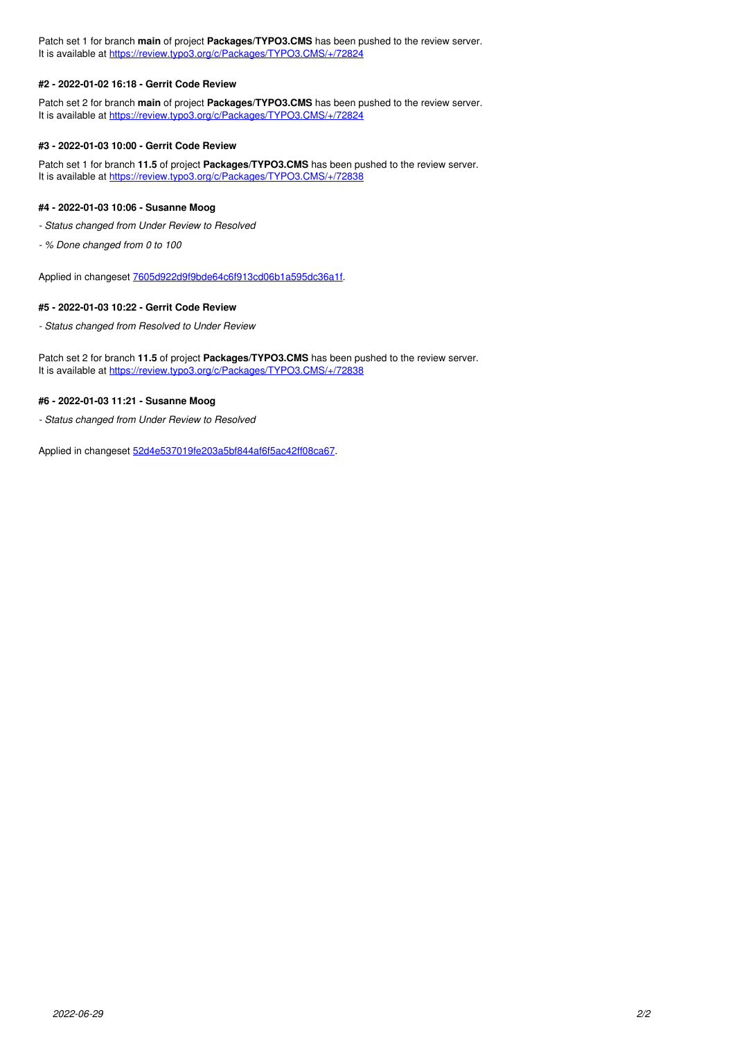Patch set 1 for branch **main** of project **Packages/TYPO3.CMS** has been pushed to the review server.
It is available at https://review.typo3.org/c/Packages/TYPO3.CMS/+/72824

#### #2 - 2022-01-02 16:18 - Gerrit Code Review

Patch set 2 for branch **main** of project **Packages/TYPO3.CMS** has been pushed to the review server.
It is available at https://review.typo3.org/c/Packages/TYPO3.CMS/+/72824

#### #3 - 2022-01-03 10:00 - Gerrit Code Review

Patch set 1 for branch **11.5** of project **Packages/TYPO3.CMS** has been pushed to the review server.
It is available at https://review.typo3.org/c/Packages/TYPO3.CMS/+/72838

#### #4 - 2022-01-03 10:06 - Susanne Moog

*- Status changed from Under Review to Resolved*

*- % Done changed from 0 to 100*

Applied in changeset 7605d922d9f9bde64c6f913cd06b1a595dc36a1f.

#### #5 - 2022-01-03 10:22 - Gerrit Code Review

*- Status changed from Resolved to Under Review*

Patch set 2 for branch **11.5** of project **Packages/TYPO3.CMS** has been pushed to the review server.
It is available at https://review.typo3.org/c/Packages/TYPO3.CMS/+/72838

#### #6 - 2022-01-03 11:21 - Susanne Moog

*- Status changed from Under Review to Resolved*

Applied in changeset 52d4e537019fe203a5bf844af6f5ac42ff08ca67.